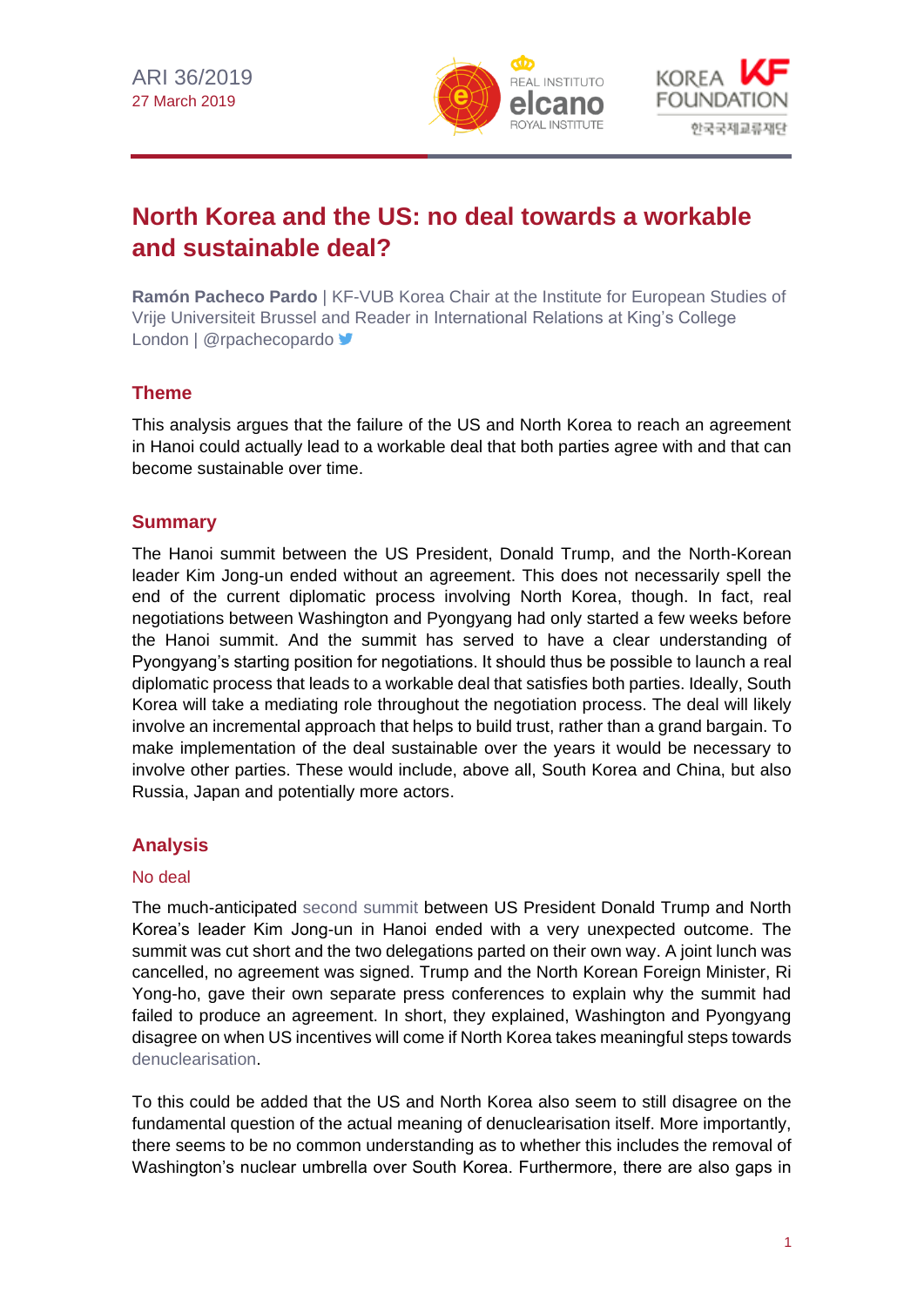ARI 36/2019
27 March 2019

# North Korea and the US: no deal towards a workable and sustainable deal?

**Ramón Pacheco Pardo** | KF-VUB Korea Chair at the Institute for European Studies of Vrije Universiteit Brussel and Reader in International Relations at King's College London | @rpachecopardo

## Theme

This analysis argues that the failure of the US and North Korea to reach an agreement in Hanoi could actually lead to a workable deal that both parties agree with and that can become sustainable over time.

## Summary

The Hanoi summit between the US President, Donald Trump, and the North-Korean leader Kim Jong-un ended without an agreement. This does not necessarily spell the end of the current diplomatic process involving North Korea, though. In fact, real negotiations between Washington and Pyongyang had only started a few weeks before the Hanoi summit. And the summit has served to have a clear understanding of Pyongyang's starting position for negotiations. It should thus be possible to launch a real diplomatic process that leads to a workable deal that satisfies both parties. Ideally, South Korea will take a mediating role throughout the negotiation process. The deal will likely involve an incremental approach that helps to build trust, rather than a grand bargain. To make implementation of the deal sustainable over the years it would be necessary to involve other parties. These would include, above all, South Korea and China, but also Russia, Japan and potentially more actors.

## Analysis

### No deal

The much-anticipated second summit between US President Donald Trump and North Korea's leader Kim Jong-un in Hanoi ended with a very unexpected outcome. The summit was cut short and the two delegations parted on their own way. A joint lunch was cancelled, no agreement was signed. Trump and the North Korean Foreign Minister, Ri Yong-ho, gave their own separate press conferences to explain why the summit had failed to produce an agreement. In short, they explained, Washington and Pyongyang disagree on when US incentives will come if North Korea takes meaningful steps towards denuclearisation.

To this could be added that the US and North Korea also seem to still disagree on the fundamental question of the actual meaning of denuclearisation itself. More importantly, there seems to be no common understanding as to whether this includes the removal of Washington's nuclear umbrella over South Korea. Furthermore, there are also gaps in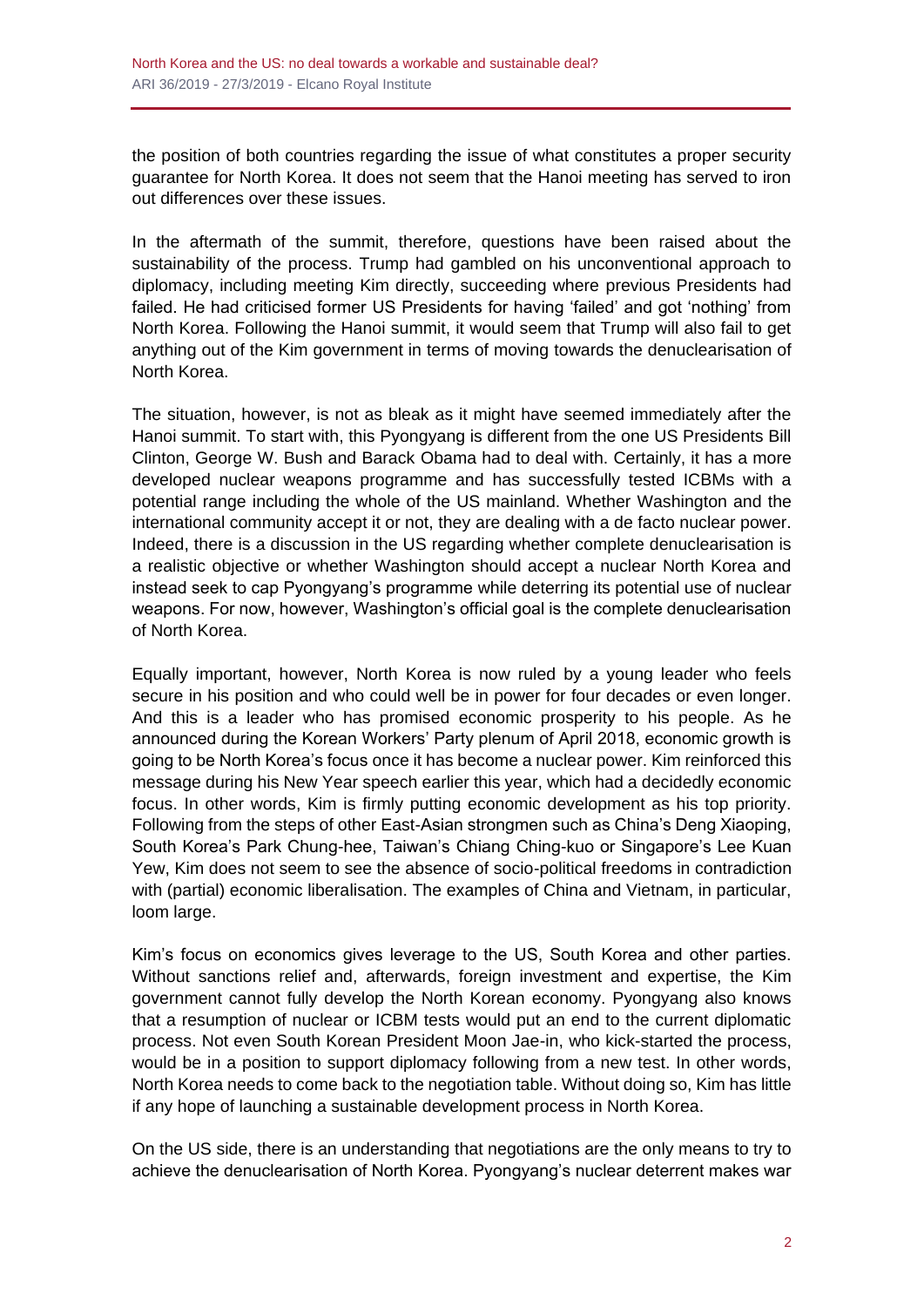the position of both countries regarding the issue of what constitutes a proper security guarantee for North Korea. It does not seem that the Hanoi meeting has served to iron out differences over these issues.

In the aftermath of the summit, therefore, questions have been raised about the sustainability of the process. Trump had gambled on his unconventional approach to diplomacy, including meeting Kim directly, succeeding where previous Presidents had failed. He had criticised former US Presidents for having 'failed' and got 'nothing' from North Korea. Following the Hanoi summit, it would seem that Trump will also fail to get anything out of the Kim government in terms of moving towards the denuclearisation of North Korea.

The situation, however, is not as bleak as it might have seemed immediately after the Hanoi summit. To start with, this Pyongyang is different from the one US Presidents Bill Clinton, George W. Bush and Barack Obama had to deal with. Certainly, it has a more developed nuclear weapons programme and has successfully tested ICBMs with a potential range including the whole of the US mainland. Whether Washington and the international community accept it or not, they are dealing with a de facto nuclear power. Indeed, there is a discussion in the US regarding whether complete denuclearisation is a realistic objective or whether Washington should accept a nuclear North Korea and instead seek to cap Pyongyang's programme while deterring its potential use of nuclear weapons. For now, however, Washington's official goal is the complete denuclearisation of North Korea.

Equally important, however, North Korea is now ruled by a young leader who feels secure in his position and who could well be in power for four decades or even longer. And this is a leader who has promised economic prosperity to his people. As he announced during the Korean Workers' Party plenum of April 2018, economic growth is going to be North Korea's focus once it has become a nuclear power. Kim reinforced this message during his New Year speech earlier this year, which had a decidedly economic focus. In other words, Kim is firmly putting economic development as his top priority. Following from the steps of other East-Asian strongmen such as China's Deng Xiaoping, South Korea's Park Chung-hee, Taiwan's Chiang Ching-kuo or Singapore's Lee Kuan Yew, Kim does not seem to see the absence of socio-political freedoms in contradiction with (partial) economic liberalisation. The examples of China and Vietnam, in particular, loom large.

Kim's focus on economics gives leverage to the US, South Korea and other parties. Without sanctions relief and, afterwards, foreign investment and expertise, the Kim government cannot fully develop the North Korean economy. Pyongyang also knows that a resumption of nuclear or ICBM tests would put an end to the current diplomatic process. Not even South Korean President Moon Jae-in, who kick-started the process, would be in a position to support diplomacy following from a new test. In other words, North Korea needs to come back to the negotiation table. Without doing so, Kim has little if any hope of launching a sustainable development process in North Korea.

On the US side, there is an understanding that negotiations are the only means to try to achieve the denuclearisation of North Korea. Pyongyang's nuclear deterrent makes war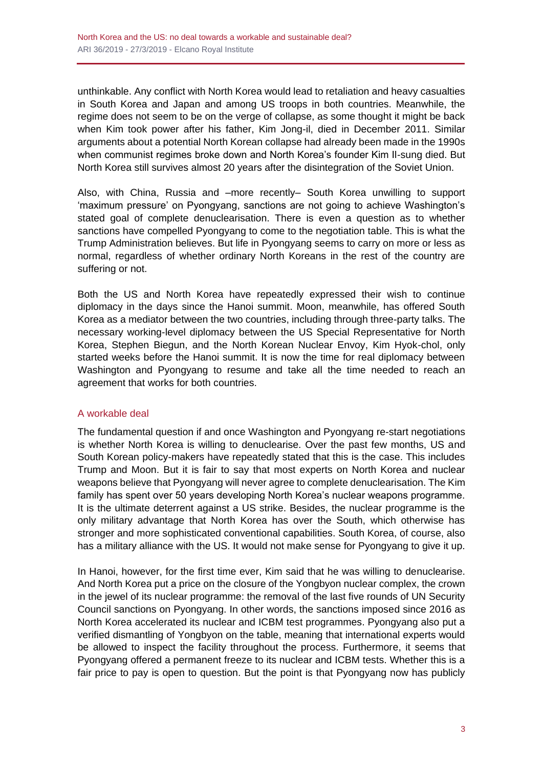unthinkable. Any conflict with North Korea would lead to retaliation and heavy casualties in South Korea and Japan and among US troops in both countries. Meanwhile, the regime does not seem to be on the verge of collapse, as some thought it might be back when Kim took power after his father, Kim Jong-il, died in December 2011. Similar arguments about a potential North Korean collapse had already been made in the 1990s when communist regimes broke down and North Korea's founder Kim Il-sung died. But North Korea still survives almost 20 years after the disintegration of the Soviet Union.

Also, with China, Russia and –more recently– South Korea unwilling to support 'maximum pressure' on Pyongyang, sanctions are not going to achieve Washington's stated goal of complete denuclearisation. There is even a question as to whether sanctions have compelled Pyongyang to come to the negotiation table. This is what the Trump Administration believes. But life in Pyongyang seems to carry on more or less as normal, regardless of whether ordinary North Koreans in the rest of the country are suffering or not.

Both the US and North Korea have repeatedly expressed their wish to continue diplomacy in the days since the Hanoi summit. Moon, meanwhile, has offered South Korea as a mediator between the two countries, including through three-party talks. The necessary working-level diplomacy between the US Special Representative for North Korea, Stephen Biegun, and the North Korean Nuclear Envoy, Kim Hyok-chol, only started weeks before the Hanoi summit. It is now the time for real diplomacy between Washington and Pyongyang to resume and take all the time needed to reach an agreement that works for both countries.

## A workable deal

The fundamental question if and once Washington and Pyongyang re-start negotiations is whether North Korea is willing to denuclearise. Over the past few months, US and South Korean policy-makers have repeatedly stated that this is the case. This includes Trump and Moon. But it is fair to say that most experts on North Korea and nuclear weapons believe that Pyongyang will never agree to complete denuclearisation. The Kim family has spent over 50 years developing North Korea's nuclear weapons programme. It is the ultimate deterrent against a US strike. Besides, the nuclear programme is the only military advantage that North Korea has over the South, which otherwise has stronger and more sophisticated conventional capabilities. South Korea, of course, also has a military alliance with the US. It would not make sense for Pyongyang to give it up.

In Hanoi, however, for the first time ever, Kim said that he was willing to denuclearise. And North Korea put a price on the closure of the Yongbyon nuclear complex, the crown in the jewel of its nuclear programme: the removal of the last five rounds of UN Security Council sanctions on Pyongyang. In other words, the sanctions imposed since 2016 as North Korea accelerated its nuclear and ICBM test programmes. Pyongyang also put a verified dismantling of Yongbyon on the table, meaning that international experts would be allowed to inspect the facility throughout the process. Furthermore, it seems that Pyongyang offered a permanent freeze to its nuclear and ICBM tests. Whether this is a fair price to pay is open to question. But the point is that Pyongyang now has publicly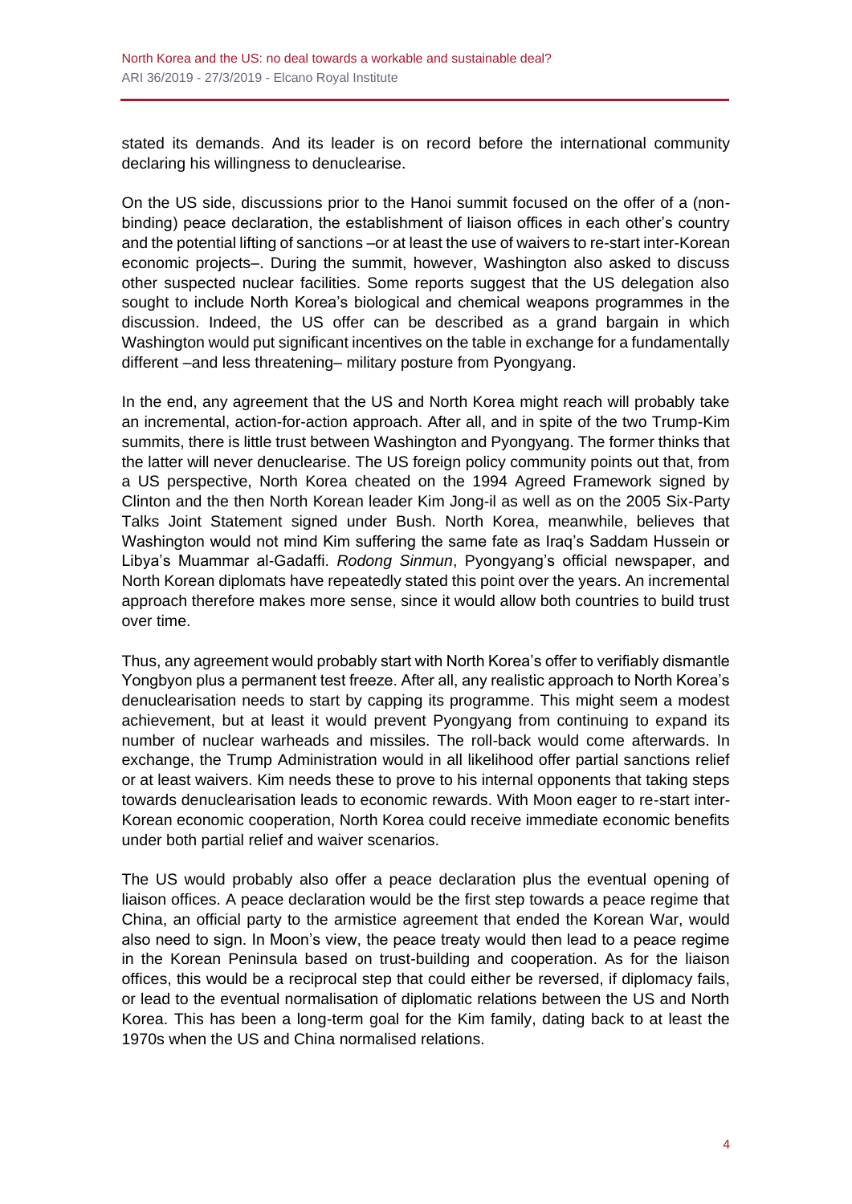stated its demands. And its leader is on record before the international community declaring his willingness to denuclearise.

On the US side, discussions prior to the Hanoi summit focused on the offer of a (non-binding) peace declaration, the establishment of liaison offices in each other's country and the potential lifting of sanctions –or at least the use of waivers to re-start inter-Korean economic projects–. During the summit, however, Washington also asked to discuss other suspected nuclear facilities. Some reports suggest that the US delegation also sought to include North Korea's biological and chemical weapons programmes in the discussion. Indeed, the US offer can be described as a grand bargain in which Washington would put significant incentives on the table in exchange for a fundamentally different –and less threatening– military posture from Pyongyang.

In the end, any agreement that the US and North Korea might reach will probably take an incremental, action-for-action approach. After all, and in spite of the two Trump-Kim summits, there is little trust between Washington and Pyongyang. The former thinks that the latter will never denuclearise. The US foreign policy community points out that, from a US perspective, North Korea cheated on the 1994 Agreed Framework signed by Clinton and the then North Korean leader Kim Jong-il as well as on the 2005 Six-Party Talks Joint Statement signed under Bush. North Korea, meanwhile, believes that Washington would not mind Kim suffering the same fate as Iraq's Saddam Hussein or Libya's Muammar al-Gadaffi. *Rodong Sinmun*, Pyongyang's official newspaper, and North Korean diplomats have repeatedly stated this point over the years. An incremental approach therefore makes more sense, since it would allow both countries to build trust over time.

Thus, any agreement would probably start with North Korea's offer to verifiably dismantle Yongbyon plus a permanent test freeze. After all, any realistic approach to North Korea's denuclearisation needs to start by capping its programme. This might seem a modest achievement, but at least it would prevent Pyongyang from continuing to expand its number of nuclear warheads and missiles. The roll-back would come afterwards. In exchange, the Trump Administration would in all likelihood offer partial sanctions relief or at least waivers. Kim needs these to prove to his internal opponents that taking steps towards denuclearisation leads to economic rewards. With Moon eager to re-start inter-Korean economic cooperation, North Korea could receive immediate economic benefits under both partial relief and waiver scenarios.

The US would probably also offer a peace declaration plus the eventual opening of liaison offices. A peace declaration would be the first step towards a peace regime that China, an official party to the armistice agreement that ended the Korean War, would also need to sign. In Moon's view, the peace treaty would then lead to a peace regime in the Korean Peninsula based on trust-building and cooperation. As for the liaison offices, this would be a reciprocal step that could either be reversed, if diplomacy fails, or lead to the eventual normalisation of diplomatic relations between the US and North Korea. This has been a long-term goal for the Kim family, dating back to at least the 1970s when the US and China normalised relations.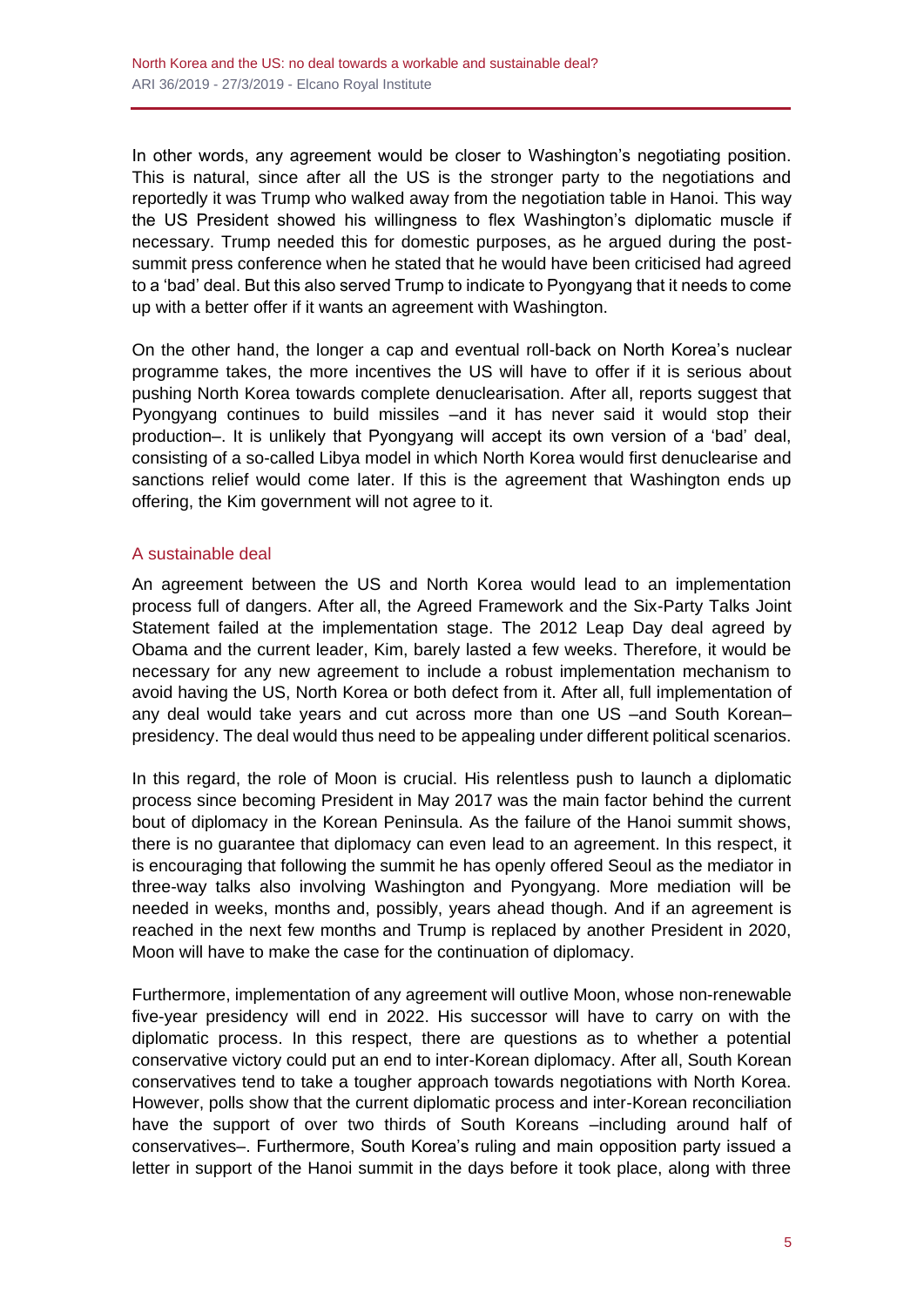In other words, any agreement would be closer to Washington's negotiating position. This is natural, since after all the US is the stronger party to the negotiations and reportedly it was Trump who walked away from the negotiation table in Hanoi. This way the US President showed his willingness to flex Washington's diplomatic muscle if necessary. Trump needed this for domestic purposes, as he argued during the post-summit press conference when he stated that he would have been criticised had agreed to a 'bad' deal. But this also served Trump to indicate to Pyongyang that it needs to come up with a better offer if it wants an agreement with Washington.

On the other hand, the longer a cap and eventual roll-back on North Korea's nuclear programme takes, the more incentives the US will have to offer if it is serious about pushing North Korea towards complete denuclearisation. After all, reports suggest that Pyongyang continues to build missiles –and it has never said it would stop their production–. It is unlikely that Pyongyang will accept its own version of a 'bad' deal, consisting of a so-called Libya model in which North Korea would first denuclearise and sanctions relief would come later. If this is the agreement that Washington ends up offering, the Kim government will not agree to it.

## A sustainable deal

An agreement between the US and North Korea would lead to an implementation process full of dangers. After all, the Agreed Framework and the Six-Party Talks Joint Statement failed at the implementation stage. The 2012 Leap Day deal agreed by Obama and the current leader, Kim, barely lasted a few weeks. Therefore, it would be necessary for any new agreement to include a robust implementation mechanism to avoid having the US, North Korea or both defect from it. After all, full implementation of any deal would take years and cut across more than one US –and South Korean– presidency. The deal would thus need to be appealing under different political scenarios.

In this regard, the role of Moon is crucial. His relentless push to launch a diplomatic process since becoming President in May 2017 was the main factor behind the current bout of diplomacy in the Korean Peninsula. As the failure of the Hanoi summit shows, there is no guarantee that diplomacy can even lead to an agreement. In this respect, it is encouraging that following the summit he has openly offered Seoul as the mediator in three-way talks also involving Washington and Pyongyang. More mediation will be needed in weeks, months and, possibly, years ahead though. And if an agreement is reached in the next few months and Trump is replaced by another President in 2020, Moon will have to make the case for the continuation of diplomacy.

Furthermore, implementation of any agreement will outlive Moon, whose non-renewable five-year presidency will end in 2022. His successor will have to carry on with the diplomatic process. In this respect, there are questions as to whether a potential conservative victory could put an end to inter-Korean diplomacy. After all, South Korean conservatives tend to take a tougher approach towards negotiations with North Korea. However, polls show that the current diplomatic process and inter-Korean reconciliation have the support of over two thirds of South Koreans –including around half of conservatives–. Furthermore, South Korea's ruling and main opposition party issued a letter in support of the Hanoi summit in the days before it took place, along with three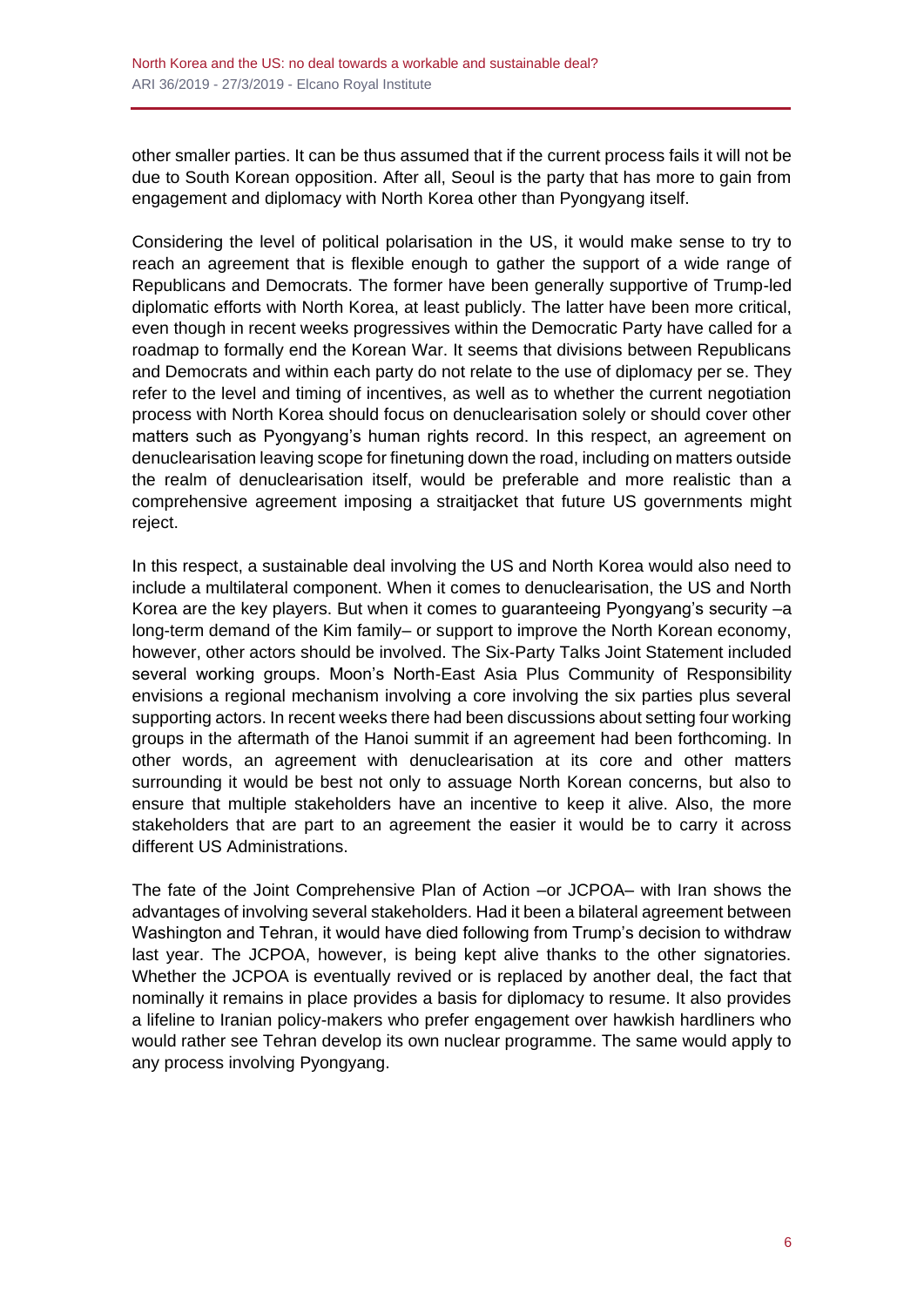other smaller parties. It can be thus assumed that if the current process fails it will not be due to South Korean opposition. After all, Seoul is the party that has more to gain from engagement and diplomacy with North Korea other than Pyongyang itself.

Considering the level of political polarisation in the US, it would make sense to try to reach an agreement that is flexible enough to gather the support of a wide range of Republicans and Democrats. The former have been generally supportive of Trump-led diplomatic efforts with North Korea, at least publicly. The latter have been more critical, even though in recent weeks progressives within the Democratic Party have called for a roadmap to formally end the Korean War. It seems that divisions between Republicans and Democrats and within each party do not relate to the use of diplomacy per se. They refer to the level and timing of incentives, as well as to whether the current negotiation process with North Korea should focus on denuclearisation solely or should cover other matters such as Pyongyang's human rights record. In this respect, an agreement on denuclearisation leaving scope for finetuning down the road, including on matters outside the realm of denuclearisation itself, would be preferable and more realistic than a comprehensive agreement imposing a straitjacket that future US governments might reject.

In this respect, a sustainable deal involving the US and North Korea would also need to include a multilateral component. When it comes to denuclearisation, the US and North Korea are the key players. But when it comes to guaranteeing Pyongyang's security –a long-term demand of the Kim family– or support to improve the North Korean economy, however, other actors should be involved. The Six-Party Talks Joint Statement included several working groups. Moon's North-East Asia Plus Community of Responsibility envisions a regional mechanism involving a core involving the six parties plus several supporting actors. In recent weeks there had been discussions about setting four working groups in the aftermath of the Hanoi summit if an agreement had been forthcoming. In other words, an agreement with denuclearisation at its core and other matters surrounding it would be best not only to assuage North Korean concerns, but also to ensure that multiple stakeholders have an incentive to keep it alive. Also, the more stakeholders that are part to an agreement the easier it would be to carry it across different US Administrations.

The fate of the Joint Comprehensive Plan of Action –or JCPOA– with Iran shows the advantages of involving several stakeholders. Had it been a bilateral agreement between Washington and Tehran, it would have died following from Trump's decision to withdraw last year. The JCPOA, however, is being kept alive thanks to the other signatories. Whether the JCPOA is eventually revived or is replaced by another deal, the fact that nominally it remains in place provides a basis for diplomacy to resume. It also provides a lifeline to Iranian policy-makers who prefer engagement over hawkish hardliners who would rather see Tehran develop its own nuclear programme. The same would apply to any process involving Pyongyang.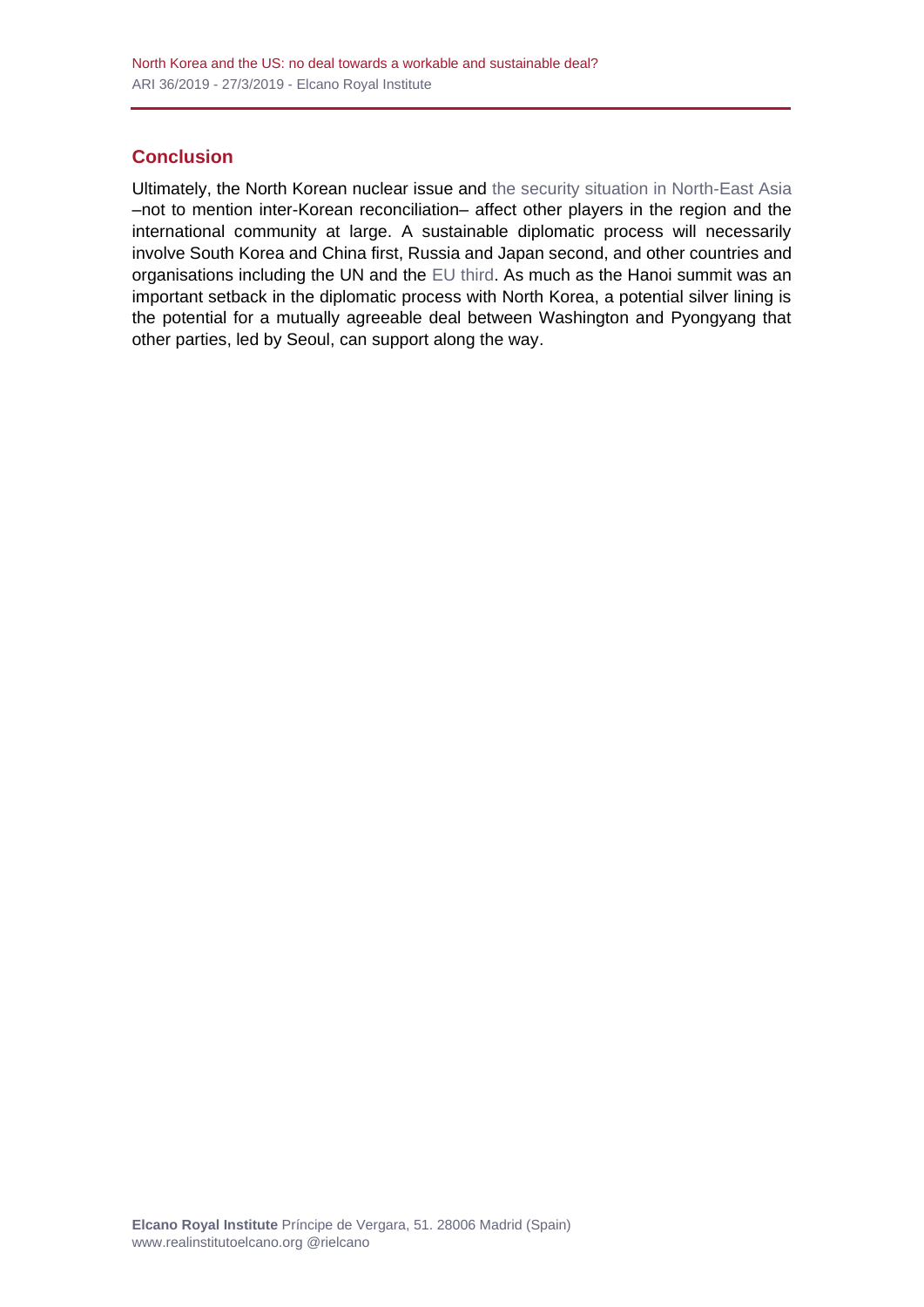## Conclusion

Ultimately, the North Korean nuclear issue and the security situation in North-East Asia –not to mention inter-Korean reconciliation– affect other players in the region and the international community at large. A sustainable diplomatic process will necessarily involve South Korea and China first, Russia and Japan second, and other countries and organisations including the UN and the EU third. As much as the Hanoi summit was an important setback in the diplomatic process with North Korea, a potential silver lining is the potential for a mutually agreeable deal between Washington and Pyongyang that other parties, led by Seoul, can support along the way.